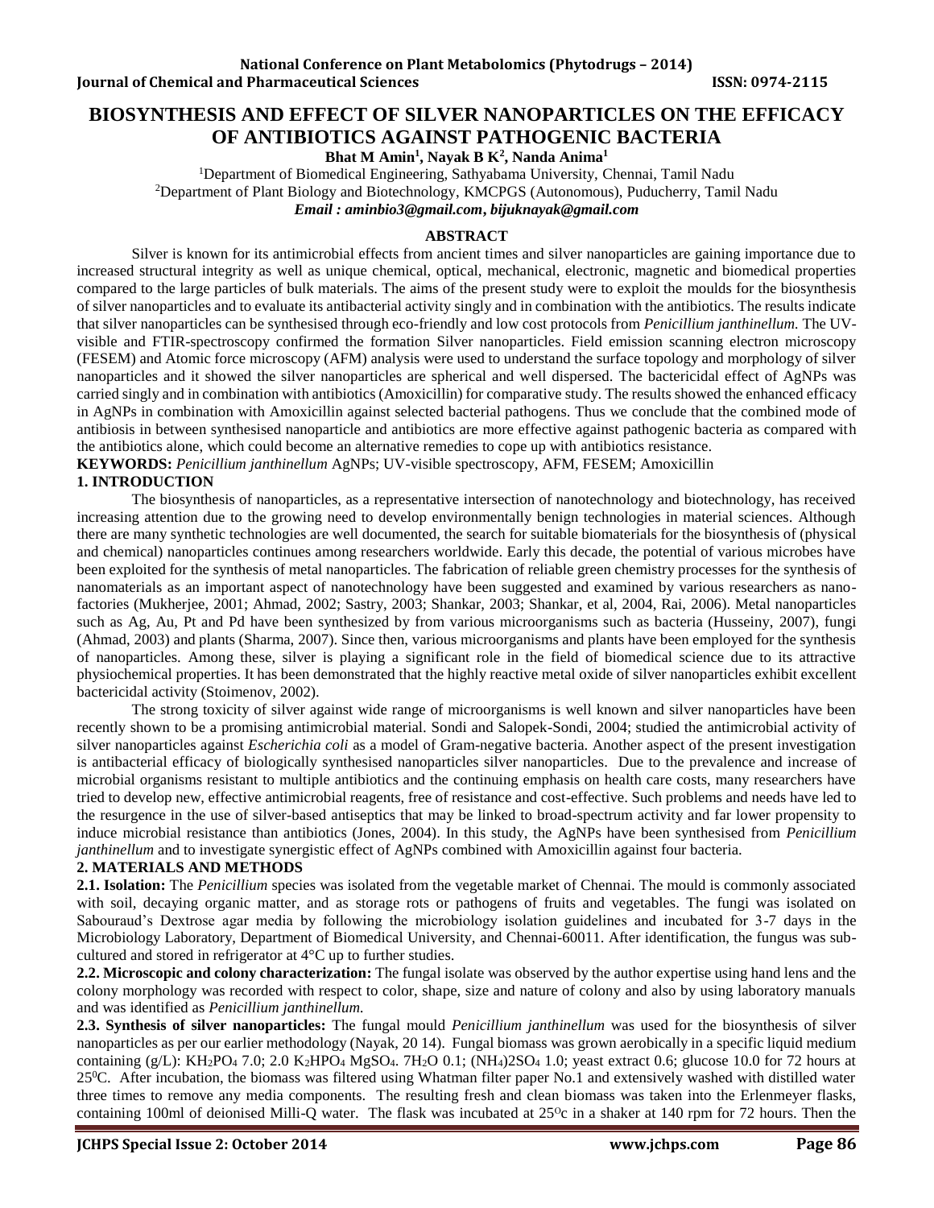# BIOSYNTHESIS AND EFFECT OF SILVER NANOPARTICLES ON THE EFFICACY OF ANTIBIOTICS AGAINST PATHOGENIC BACTERIA

**Bhat M Amin[1], Nayak B K[2], Nanda Anima[1]**

[1]Department of Biomedical Engineering, Sathyabama University, Chennai, Tamil Nadu
[2]Department of Plant Biology and Biotechnology, KMCPGS (Autonomous), Puducherry, Tamil Nadu
*Email : aminbio3@gmail.com, bijuknayak@gmail.com*

## ABSTRACT

Silver is known for its antimicrobial effects from ancient times and silver nanoparticles are gaining importance due to increased structural integrity as well as unique chemical, optical, mechanical, electronic, magnetic and biomedical properties compared to the large particles of bulk materials. The aims of the present study were to exploit the moulds for the biosynthesis of silver nanoparticles and to evaluate its antibacterial activity singly and in combination with the antibiotics. The results indicate that silver nanoparticles can be synthesised through eco-friendly and low cost protocols from *Penicillium janthinellum.* The UV-visible and FTIR-spectroscopy confirmed the formation Silver nanoparticles. Field emission scanning electron microscopy (FESEM) and Atomic force microscopy (AFM) analysis were used to understand the surface topology and morphology of silver nanoparticles and it showed the silver nanoparticles are spherical and well dispersed. The bactericidal effect of AgNPs was carried singly and in combination with antibiotics (Amoxicillin) for comparative study. The results showed the enhanced efficacy in AgNPs in combination with Amoxicillin against selected bacterial pathogens. Thus we conclude that the combined mode of antibiosis in between synthesised nanoparticle and antibiotics are more effective against pathogenic bacteria as compared with the antibiotics alone, which could become an alternative remedies to cope up with antibiotics resistance.

**KEYWORDS:** *Penicillium janthinellum* AgNPs; UV-visible spectroscopy, AFM, FESEM; Amoxicillin

## 1. INTRODUCTION

The biosynthesis of nanoparticles, as a representative intersection of nanotechnology and biotechnology, has received increasing attention due to the growing need to develop environmentally benign technologies in material sciences. Although there are many synthetic technologies are well documented, the search for suitable biomaterials for the biosynthesis of (physical and chemical) nanoparticles continues among researchers worldwide. Early this decade, the potential of various microbes have been exploited for the synthesis of metal nanoparticles. The fabrication of reliable green chemistry processes for the synthesis of nanomaterials as an important aspect of nanotechnology have been suggested and examined by various researchers as nano-factories (Mukherjee, 2001; Ahmad, 2002; Sastry, 2003; Shankar, 2003; Shankar, et al, 2004, Rai, 2006). Metal nanoparticles such as Ag, Au, Pt and Pd have been synthesized by from various microorganisms such as bacteria (Husseiny, 2007), fungi (Ahmad, 2003) and plants (Sharma, 2007). Since then, various microorganisms and plants have been employed for the synthesis of nanoparticles. Among these, silver is playing a significant role in the field of biomedical science due to its attractive physiochemical properties. It has been demonstrated that the highly reactive metal oxide of silver nanoparticles exhibit excellent bactericidal activity (Stoimenov, 2002).

The strong toxicity of silver against wide range of microorganisms is well known and silver nanoparticles have been recently shown to be a promising antimicrobial material. Sondi and Salopek-Sondi, 2004; studied the antimicrobial activity of silver nanoparticles against *Escherichia coli* as a model of Gram-negative bacteria. Another aspect of the present investigation is antibacterial efficacy of biologically synthesised nanoparticles silver nanoparticles. Due to the prevalence and increase of microbial organisms resistant to multiple antibiotics and the continuing emphasis on health care costs, many researchers have tried to develop new, effective antimicrobial reagents, free of resistance and cost-effective. Such problems and needs have led to the resurgence in the use of silver-based antiseptics that may be linked to broad-spectrum activity and far lower propensity to induce microbial resistance than antibiotics (Jones, 2004). In this study, the AgNPs have been synthesised from *Penicillium janthinellum* and to investigate synergistic effect of AgNPs combined with Amoxicillin against four bacteria.

## 2. MATERIALS AND METHODS

**2.1. Isolation:** The *Penicillium* species was isolated from the vegetable market of Chennai. The mould is commonly associated with soil, decaying organic matter, and as storage rots or pathogens of fruits and vegetables. The fungi was isolated on Sabouraud's Dextrose agar media by following the microbiology isolation guidelines and incubated for 3-7 days in the Microbiology Laboratory, Department of Biomedical University, and Chennai-60011. After identification, the fungus was sub-cultured and stored in refrigerator at 4°C up to further studies.

**2.2. Microscopic and colony characterization:** The fungal isolate was observed by the author expertise using hand lens and the colony morphology was recorded with respect to color, shape, size and nature of colony and also by using laboratory manuals and was identified as *Penicillium janthinellum.*

**2.3. Synthesis of silver nanoparticles:** The fungal mould *Penicillium janthinellum* was used for the biosynthesis of silver nanoparticles as per our earlier methodology (Nayak, 20 14). Fungal biomass was grown aerobically in a specific liquid medium containing (g/L): $KH_2PO_4$ 7.0; 2.0 $K_2HPO_4$ $MgSO_4.7H_2O$ 0.1; $(NH_4)2SO_4$ 1.0; yeast extract 0.6; glucose 10.0 for 72 hours at $25^0$C. After incubation, the biomass was filtered using Whatman filter paper No.1 and extensively washed with distilled water three times to remove any media components. The resulting fresh and clean biomass was taken into the Erlenmeyer flasks, containing 100ml of deionised Milli-Q water. The flask was incubated at $25^O$c in a shaker at 140 rpm for 72 hours. Then the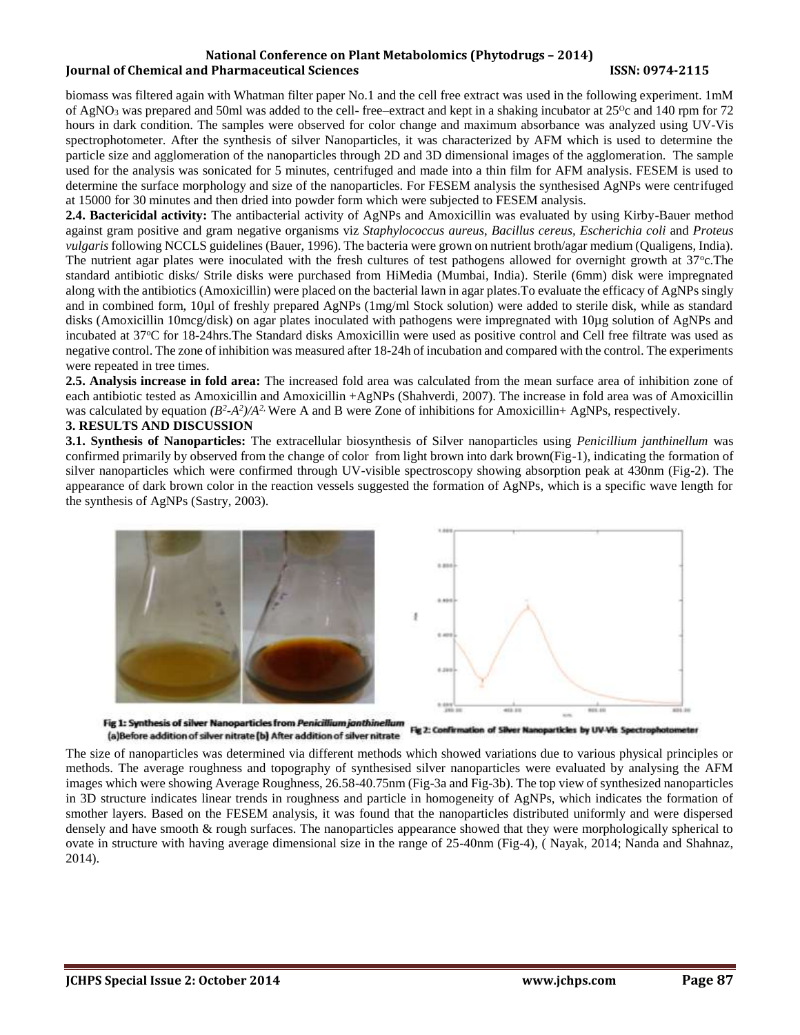biomass was filtered again with Whatman filter paper No.1 and the cell free extract was used in the following experiment. 1mM of $AgNO_3$ was prepared and 50ml was added to the cell- free–extract and kept in a shaking incubator at 25°c and 140 rpm for 72 hours in dark condition. The samples were observed for color change and maximum absorbance was analyzed using UV-Vis spectrophotometer. After the synthesis of silver Nanoparticles, it was characterized by AFM which is used to determine the particle size and agglomeration of the nanoparticles through 2D and 3D dimensional images of the agglomeration. The sample used for the analysis was sonicated for 5 minutes, centrifuged and made into a thin film for AFM analysis. FESEM is used to determine the surface morphology and size of the nanoparticles. For FESEM analysis the synthesised AgNPs were centrifuged at 15000 for 30 minutes and then dried into powder form which were subjected to FESEM analysis.

**2.4. Bactericidal activity:** The antibacterial activity of AgNPs and Amoxicillin was evaluated by using Kirby-Bauer method against gram positive and gram negative organisms viz *Staphylococcus aureus*, *Bacillus cereus, Escherichia coli* and *Proteus vulgaris* following NCCLS guidelines (Bauer, 1996). The bacteria were grown on nutrient broth/agar medium (Qualigens, India). The nutrient agar plates were inoculated with the fresh cultures of test pathogens allowed for overnight growth at 37°c.The standard antibiotic disks/ Strile disks were purchased from HiMedia (Mumbai, India). Sterile (6mm) disk were impregnated along with the antibiotics (Amoxicillin) were placed on the bacterial lawn in agar plates.To evaluate the efficacy of AgNPs singly and in combined form, 10µl of freshly prepared AgNPs (1mg/ml Stock solution) were added to sterile disk, while as standard disks (Amoxicillin 10mcg/disk) on agar plates inoculated with pathogens were impregnated with 10µg solution of AgNPs and incubated at 37°C for 18-24hrs.The Standard disks Amoxicillin were used as positive control and Cell free filtrate was used as negative control. The zone of inhibition was measured after 18-24h of incubation and compared with the control. The experiments were repeated in tree times.

**2.5. Analysis increase in fold area:** The increased fold area was calculated from the mean surface area of inhibition zone of each antibiotic tested as Amoxicillin and Amoxicillin +AgNPs (Shahverdi, 2007). The increase in fold area was of Amoxicillin was calculated by equation $(B^2-A^2)/A^2$. Were A and B were Zone of inhibitions for Amoxicillin+ AgNPs, respectively.

## 3. RESULTS AND DISCUSSION

**3.1. Synthesis of Nanoparticles:** The extracellular biosynthesis of Silver nanoparticles using *Penicillium janthinellum* was confirmed primarily by observed from the change of color from light brown into dark brown(Fig-1), indicating the formation of silver nanoparticles which were confirmed through UV-visible spectroscopy showing absorption peak at 430nm (Fig-2). The appearance of dark brown color in the reaction vessels suggested the formation of AgNPs, which is a specific wave length for the synthesis of AgNPs (Sastry, 2003).

**Fig 1: Synthesis of silver Nanoparticles from *Penicillium janthinellum* (a)Before addition of silver nitrate (b) After addition of silver nitrate**

**Fig 2: Confirmation of Silver Nanoparticles by UV-Vis Spectrophotometer**

The size of nanoparticles was determined via different methods which showed variations due to various physical principles or methods. The average roughness and topography of synthesised silver nanoparticles were evaluated by analysing the AFM images which were showing Average Roughness, 26.58-40.75nm (Fig-3a and Fig-3b). The top view of synthesized nanoparticles in 3D structure indicates linear trends in roughness and particle in homogeneity of AgNPs, which indicates the formation of smother layers. Based on the FESEM analysis, it was found that the nanoparticles distributed uniformly and were dispersed densely and have smooth & rough surfaces. The nanoparticles appearance showed that they were morphologically spherical to ovate in structure with having average dimensional size in the range of 25-40nm (Fig-4), ( Nayak, 2014; Nanda and Shahnaz, 2014).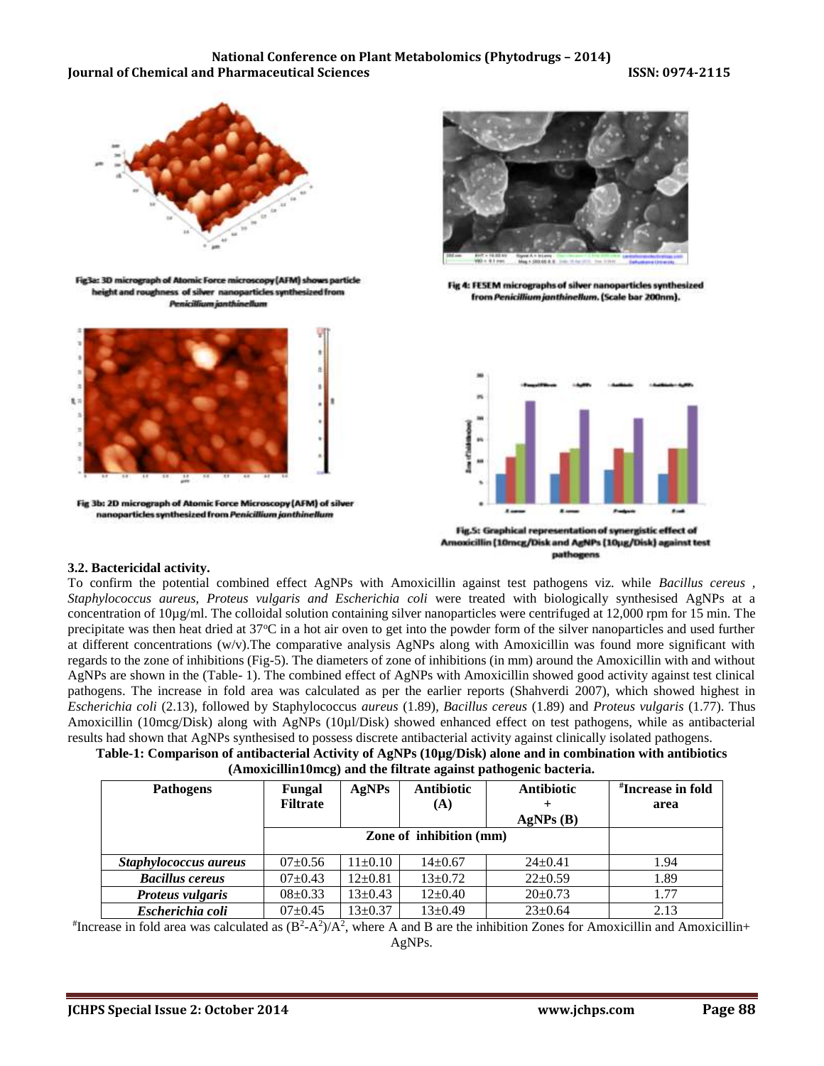Fig3a: 3D micrograph of Atomic Force microscopy (AFM) shows particle height and roughness of silver nanoparticles synthesized from *Penicillium janthinellum*

Fig 4: FESEM micrographs of silver nanoparticles synthesized from *Penicillium janthinellum*. (Scale bar 200nm).

Fig 3b: 2D micrograph of Atomic Force Microscopy (AFM) of silver nanoparticles synthesized from *Penicillium janthinellum*

Fig.5: Graphical representation of synergistic effect of Amoxicillin (10mcg/Disk and AgNPs (10µg/Disk) against test pathogens

### 3.2. Bactericidal activity.

To confirm the potential combined effect AgNPs with Amoxicillin against test pathogens viz. while *Bacillus cereus* , *Staphylococcus aureus, Proteus vulgaris and Escherichia coli* were treated with biologically synthesised AgNPs at a concentration of 10µg/ml. The colloidal solution containing silver nanoparticles were centrifuged at 12,000 rpm for 15 min. The precipitate was then heat dried at 37°C in a hot air oven to get into the powder form of the silver nanoparticles and used further at different concentrations (w/v).The comparative analysis AgNPs along with Amoxicillin was found more significant with regards to the zone of inhibitions (Fig-5). The diameters of zone of inhibitions (in mm) around the Amoxicillin with and without AgNPs are shown in the (Table- 1). The combined effect of AgNPs with Amoxicillin showed good activity against test clinical pathogens. The increase in fold area was calculated as per the earlier reports (Shahverdi 2007), which showed highest in *Escherichia coli* (2.13), followed by Staphylococcus *aureus* (1.89), *Bacillus cereus* (1.89) and *Proteus vulgaris* (1.77). Thus Amoxicillin (10mcg/Disk) along with AgNPs (10µl/Disk) showed enhanced effect on test pathogens, while as antibacterial results had shown that AgNPs synthesised to possess discrete antibacterial activity against clinically isolated pathogens.

**Table-1: Comparison of antibacterial Activity of AgNPs (10µg/Disk) alone and in combination with antibiotics (Amoxicillin10mcg) and the filtrate against pathogenic bacteria.**

| Pathogens | Fungal Filtrate | AgNPs | Antibiotic (A) | Antibiotic + AgNPs (B) | #Increase in fold area |
|---|---|---|---|---|---|
| | Zone of inhibition (mm) | | | | |
| ***Staphylococcus aureus*** | 07±0.56 | 11±0.10 | 14±0.67 | 24±0.41 | 1.94 |
| ***Bacillus cereus*** | 07±0.43 | 12±0.81 | 13±0.72 | 22±0.59 | 1.89 |
| ***Proteus vulgaris*** | 08±0.33 | 13±0.43 | 12±0.40 | 20±0.73 | 1.77 |
| ***Escherichia coli*** | 07±0.45 | 13±0.37 | 13±0.49 | 23±0.64 | 2.13 |

#Increase in fold area was calculated as $(B^2-A^2)/A^2$, where A and B are the inhibition Zones for Amoxicillin and Amoxicillin+ AgNPs.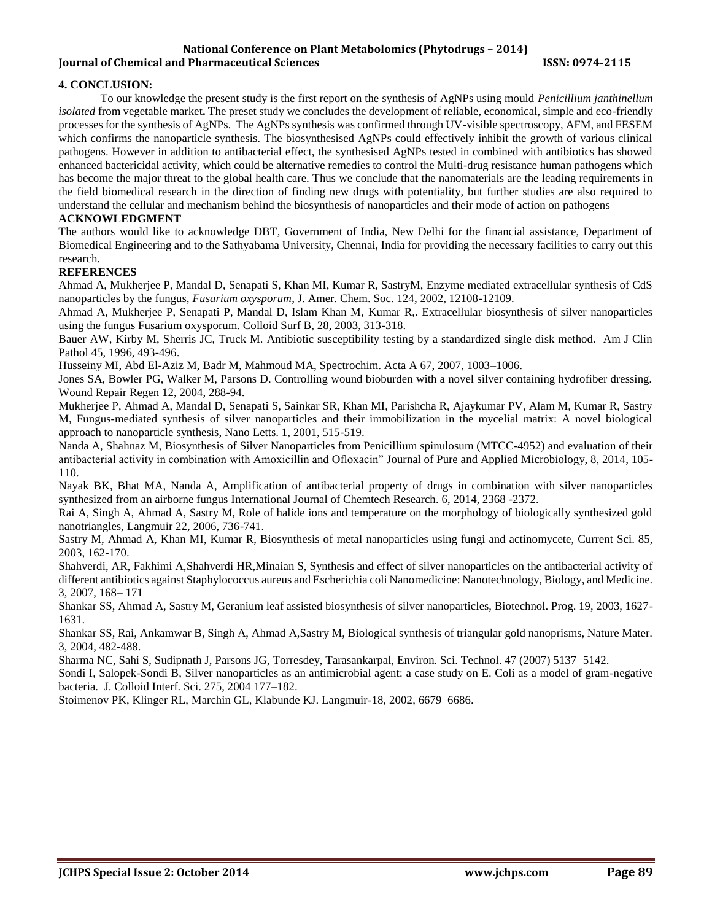## 4. CONCLUSION:

To our knowledge the present study is the first report on the synthesis of AgNPs using mould *Penicillium janthinellum isolated* from vegetable market**.** The preset study we concludes the development of reliable, economical, simple and eco-friendly processes for the synthesis of AgNPs. The AgNPs synthesis was confirmed through UV-visible spectroscopy, AFM, and FESEM which confirms the nanoparticle synthesis. The biosynthesised AgNPs could effectively inhibit the growth of various clinical pathogens. However in addition to antibacterial effect, the synthesised AgNPs tested in combined with antibiotics has showed enhanced bactericidal activity, which could be alternative remedies to control the Multi-drug resistance human pathogens which has become the major threat to the global health care. Thus we conclude that the nanomaterials are the leading requirements in the field biomedical research in the direction of finding new drugs with potentiality, but further studies are also required to understand the cellular and mechanism behind the biosynthesis of nanoparticles and their mode of action on pathogens

## ACKNOWLEDGMENT

The authors would like to acknowledge DBT, Government of India, New Delhi for the financial assistance, Department of Biomedical Engineering and to the Sathyabama University, Chennai, India for providing the necessary facilities to carry out this research.

## REFERENCES

Ahmad A, Mukherjee P, Mandal D, Senapati S, Khan MI, Kumar R, SastryM, Enzyme mediated extracellular synthesis of CdS nanoparticles by the fungus, *Fusarium oxysporum*, J. Amer. Chem. Soc. 124, 2002, 12108-12109.

Ahmad A, Mukherjee P, Senapati P, Mandal D, Islam Khan M, Kumar R,. Extracellular biosynthesis of silver nanoparticles using the fungus Fusarium oxysporum. Colloid Surf B, 28, 2003, 313-318.

Bauer AW, Kirby M, Sherris JC, Truck M. Antibiotic susceptibility testing by a standardized single disk method. Am J Clin Pathol 45, 1996, 493-496.

Husseiny MI, Abd El-Aziz M, Badr M, Mahmoud MA, Spectrochim. Acta A 67, 2007, 1003–1006.

Jones SA, Bowler PG, Walker M, Parsons D. Controlling wound bioburden with a novel silver containing hydrofiber dressing. Wound Repair Regen 12, 2004, 288-94.

Mukherjee P, Ahmad A, Mandal D, Senapati S, Sainkar SR, Khan MI, Parishcha R, Ajaykumar PV, Alam M, Kumar R, Sastry M, Fungus-mediated synthesis of silver nanoparticles and their immobilization in the mycelial matrix: A novel biological approach to nanoparticle synthesis, Nano Letts. 1, 2001, 515-519.

Nanda A, Shahnaz M, Biosynthesis of Silver Nanoparticles from Penicillium spinulosum (MTCC-4952) and evaluation of their antibacterial activity in combination with Amoxicillin and Ofloxacin" Journal of Pure and Applied Microbiology, 8, 2014, 105-110.

Nayak BK, Bhat MA, Nanda A, Amplification of antibacterial property of drugs in combination with silver nanoparticles synthesized from an airborne fungus International Journal of Chemtech Research. 6, 2014, 2368 -2372.

Rai A, Singh A, Ahmad A, Sastry M, Role of halide ions and temperature on the morphology of biologically synthesized gold nanotriangles, Langmuir 22, 2006, 736-741.

Sastry M, Ahmad A, Khan MI, Kumar R, Biosynthesis of metal nanoparticles using fungi and actinomycete, Current Sci. 85, 2003, 162-170.

Shahverdi, AR, Fakhimi A,Shahverdi HR,Minaian S, Synthesis and effect of silver nanoparticles on the antibacterial activity of different antibiotics against Staphylococcus aureus and Escherichia coli Nanomedicine: Nanotechnology, Biology, and Medicine. 3, 2007, 168– 171

Shankar SS, Ahmad A, Sastry M, Geranium leaf assisted biosynthesis of silver nanoparticles, Biotechnol. Prog. 19, 2003, 1627-1631.

Shankar SS, Rai, Ankamwar B, Singh A, Ahmad A,Sastry M, Biological synthesis of triangular gold nanoprisms, Nature Mater. 3, 2004, 482-488.

Sharma NC, Sahi S, Sudipnath J, Parsons JG, Torresdey, Tarasankarpal, Environ. Sci. Technol. 47 (2007) 5137–5142.

Sondi I, Salopek-Sondi B, Silver nanoparticles as an antimicrobial agent: a case study on E. Coli as a model of gram-negative bacteria. J. Colloid Interf. Sci. 275, 2004 177–182.

Stoimenov PK, Klinger RL, Marchin GL, Klabunde KJ. Langmuir-18, 2002, 6679–6686.